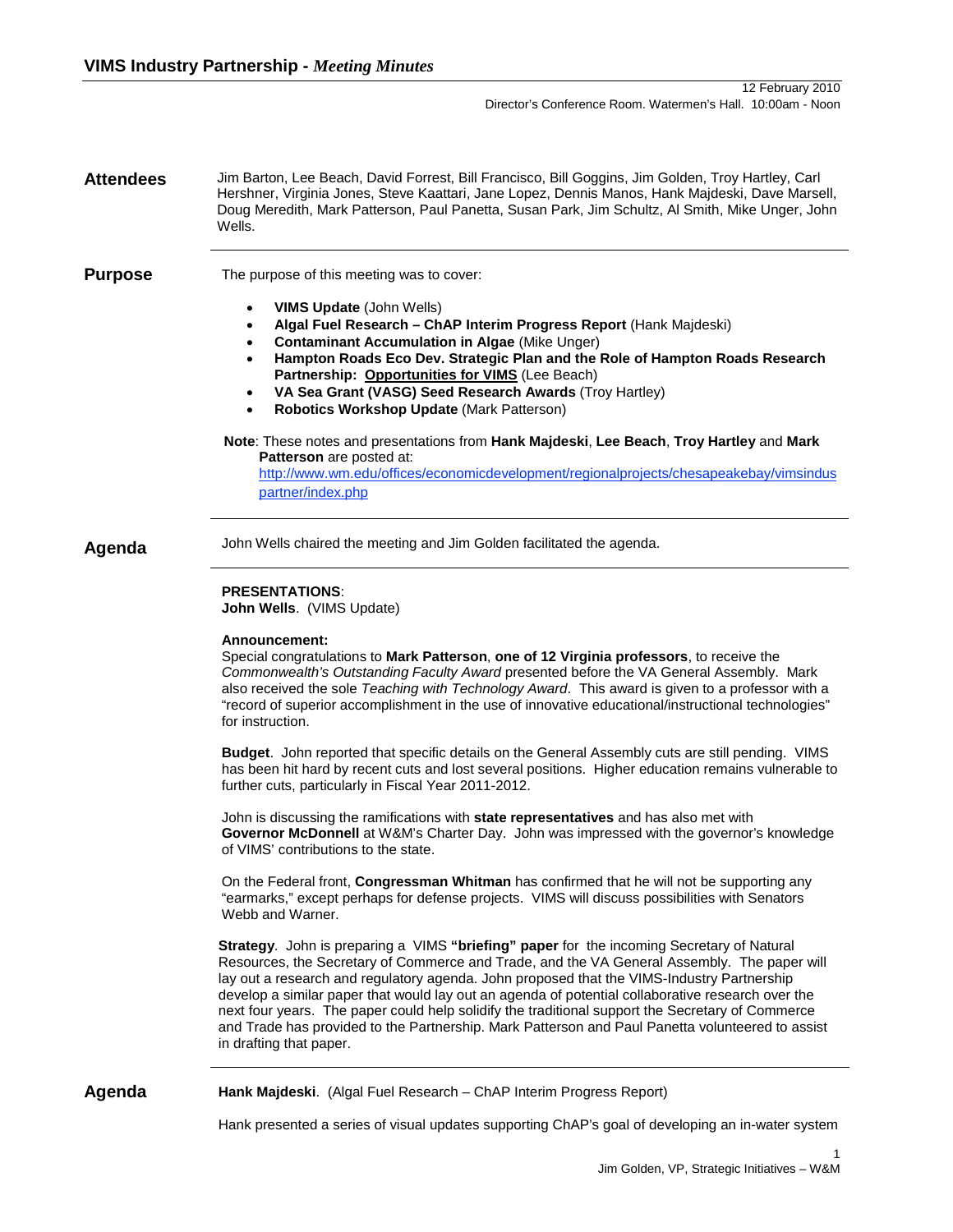# VIMS Industry Partnership - *Meeting Minutes*

12 February 2010
Director's Conference Room. Watermen's Hall. 10:00am - Noon

## Attendees

Jim Barton, Lee Beach, David Forrest, Bill Francisco, Bill Goggins, Jim Golden, Troy Hartley, Carl Hershner, Virginia Jones, Steve Kaattari, Jane Lopez, Dennis Manos, Hank Majdeski, Dave Marsell, Doug Meredith, Mark Patterson, Paul Panetta, Susan Park, Jim Schultz, Al Smith, Mike Unger, John Wells.

## Purpose

The purpose of this meeting was to cover:

- **VIMS Update** (John Wells)
- **Algal Fuel Research – ChAP Interim Progress Report** (Hank Majdeski)
- **Contaminant Accumulation in Algae** (Mike Unger)
- **Hampton Roads Eco Dev. Strategic Plan and the Role of Hampton Roads Research Partnership: Opportunities for VIMS** (Lee Beach)
- **VA Sea Grant (VASG) Seed Research Awards** (Troy Hartley)
- **Robotics Workshop Update** (Mark Patterson)

**Note**: These notes and presentations from **Hank Majdeski**, **Lee Beach**, **Troy Hartley** and **Mark Patterson** are posted at: http://www.wm.edu/offices/economicdevelopment/regionalprojects/chesapeakebay/vimsinduspartner/index.php

## Agenda

John Wells chaired the meeting and Jim Golden facilitated the agenda.

**PRESENTATIONS**:
**John Wells**. (VIMS Update)

**Announcement:**
Special congratulations to **Mark Patterson**, **one of 12 Virginia professors**, to receive the *Commonwealth's Outstanding Faculty Award* presented before the VA General Assembly. Mark also received the sole *Teaching with Technology Award*. This award is given to a professor with a "record of superior accomplishment in the use of innovative educational/instructional technologies" for instruction.

**Budget**. John reported that specific details on the General Assembly cuts are still pending. VIMS has been hit hard by recent cuts and lost several positions. Higher education remains vulnerable to further cuts, particularly in Fiscal Year 2011-2012.

John is discussing the ramifications with **state representatives** and has also met with **Governor McDonnell** at W&M's Charter Day. John was impressed with the governor's knowledge of VIMS' contributions to the state.

On the Federal front, **Congressman Whitman** has confirmed that he will not be supporting any "earmarks," except perhaps for defense projects. VIMS will discuss possibilities with Senators Webb and Warner.

**Strategy**. John is preparing a VIMS **"briefing" paper** for the incoming Secretary of Natural Resources, the Secretary of Commerce and Trade, and the VA General Assembly. The paper will lay out a research and regulatory agenda. John proposed that the VIMS-Industry Partnership develop a similar paper that would lay out an agenda of potential collaborative research over the next four years. The paper could help solidify the traditional support the Secretary of Commerce and Trade has provided to the Partnership. Mark Patterson and Paul Panetta volunteered to assist in drafting that paper.

## Agenda

**Hank Majdeski**. (Algal Fuel Research – ChAP Interim Progress Report)

Hank presented a series of visual updates supporting ChAP's goal of developing an in-water system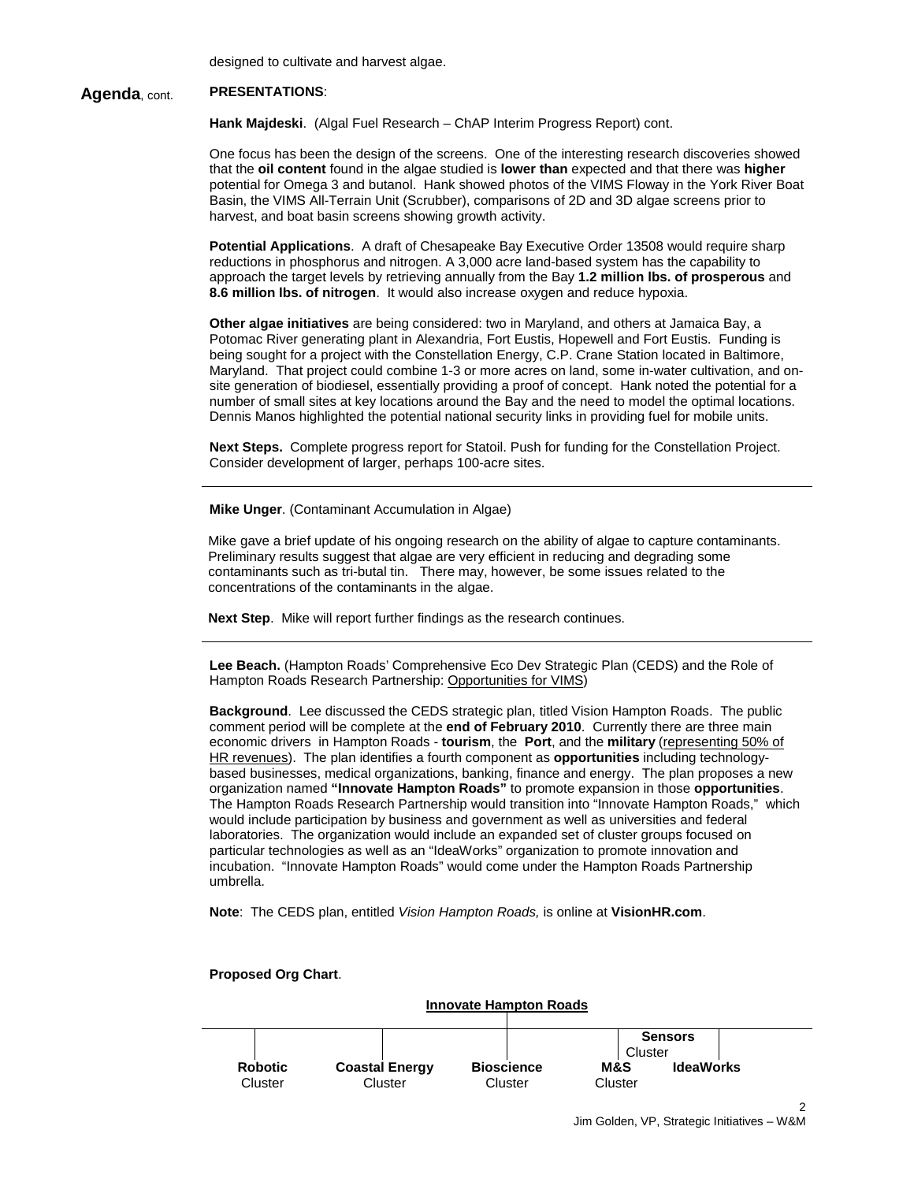designed to cultivate and harvest algae.

**Agenda**, cont. **PRESENTATIONS**:

**Hank Majdeski**. (Algal Fuel Research – ChAP Interim Progress Report) cont.

One focus has been the design of the screens. One of the interesting research discoveries showed that the **oil content** found in the algae studied is **lower than** expected and that there was **higher** potential for Omega 3 and butanol. Hank showed photos of the VIMS Floway in the York River Boat Basin, the VIMS All-Terrain Unit (Scrubber), comparisons of 2D and 3D algae screens prior to harvest, and boat basin screens showing growth activity.

**Potential Applications**. A draft of Chesapeake Bay Executive Order 13508 would require sharp reductions in phosphorus and nitrogen. A 3,000 acre land-based system has the capability to approach the target levels by retrieving annually from the Bay **1.2 million lbs. of prosperous** and **8.6 million lbs. of nitrogen**. It would also increase oxygen and reduce hypoxia.

**Other algae initiatives** are being considered: two in Maryland, and others at Jamaica Bay, a Potomac River generating plant in Alexandria, Fort Eustis, Hopewell and Fort Eustis. Funding is being sought for a project with the Constellation Energy, C.P. Crane Station located in Baltimore, Maryland. That project could combine 1-3 or more acres on land, some in-water cultivation, and on-site generation of biodiesel, essentially providing a proof of concept. Hank noted the potential for a number of small sites at key locations around the Bay and the need to model the optimal locations. Dennis Manos highlighted the potential national security links in providing fuel for mobile units.

**Next Steps.** Complete progress report for Statoil. Push for funding for the Constellation Project. Consider development of larger, perhaps 100-acre sites.

---

**Mike Unger**. (Contaminant Accumulation in Algae)

Mike gave a brief update of his ongoing research on the ability of algae to capture contaminants. Preliminary results suggest that algae are very efficient in reducing and degrading some contaminants such as tri-butal tin. There may, however, be some issues related to the concentrations of the contaminants in the algae.

**Next Step**. Mike will report further findings as the research continues.

---

**Lee Beach.** (Hampton Roads' Comprehensive Eco Dev Strategic Plan (CEDS) and the Role of Hampton Roads Research Partnership: Opportunities for VIMS)

**Background**. Lee discussed the CEDS strategic plan, titled Vision Hampton Roads. The public comment period will be complete at the **end of February 2010**. Currently there are three main economic drivers in Hampton Roads - **tourism**, the **Port**, and the **military** (representing 50% of HR revenues). The plan identifies a fourth component as **opportunities** including technology-based businesses, medical organizations, banking, finance and energy. The plan proposes a new organization named **"Innovate Hampton Roads"** to promote expansion in those **opportunities**. The Hampton Roads Research Partnership would transition into "Innovate Hampton Roads," which would include participation by business and government as well as universities and federal laboratories. The organization would include an expanded set of cluster groups focused on particular technologies as well as an "IdeaWorks" organization to promote innovation and incubation. "Innovate Hampton Roads" would come under the Hampton Roads Partnership umbrella.

**Note**: The CEDS plan, entitled *Vision Hampton Roads,* is online at **VisionHR.com**.

**Proposed Org Chart**.

**Innovate Hampton Roads**

- **Robotic** Cluster
- **Coastal Energy** Cluster
- **Bioscience** Cluster
- **M&S** Cluster
- **Sensors** Cluster
- **IdeaWorks**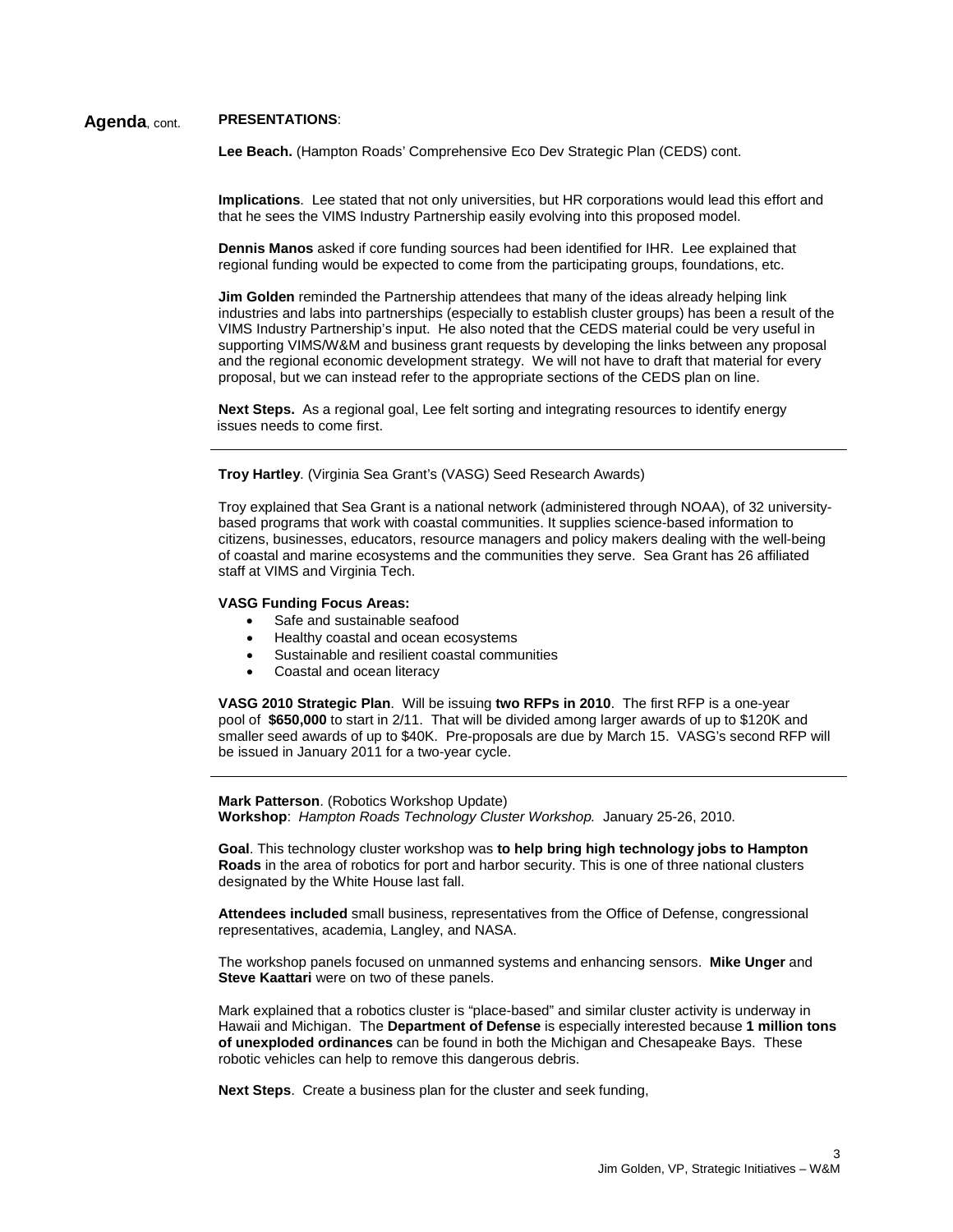**Agenda**, cont. **PRESENTATIONS**:

**Lee Beach.** (Hampton Roads' Comprehensive Eco Dev Strategic Plan (CEDS) cont.

**Implications**. Lee stated that not only universities, but HR corporations would lead this effort and that he sees the VIMS Industry Partnership easily evolving into this proposed model.

**Dennis Manos** asked if core funding sources had been identified for IHR. Lee explained that regional funding would be expected to come from the participating groups, foundations, etc.

**Jim Golden** reminded the Partnership attendees that many of the ideas already helping link industries and labs into partnerships (especially to establish cluster groups) has been a result of the VIMS Industry Partnership's input. He also noted that the CEDS material could be very useful in supporting VIMS/W&M and business grant requests by developing the links between any proposal and the regional economic development strategy. We will not have to draft that material for every proposal, but we can instead refer to the appropriate sections of the CEDS plan on line.

**Next Steps.** As a regional goal, Lee felt sorting and integrating resources to identify energy issues needs to come first.

---

**Troy Hartley**. (Virginia Sea Grant's (VASG) Seed Research Awards)

Troy explained that Sea Grant is a national network (administered through NOAA), of 32 university-based programs that work with coastal communities. It supplies science-based information to citizens, businesses, educators, resource managers and policy makers dealing with the well-being of coastal and marine ecosystems and the communities they serve. Sea Grant has 26 affiliated staff at VIMS and Virginia Tech.

**VASG Funding Focus Areas:**

- Safe and sustainable seafood
- Healthy coastal and ocean ecosystems
- Sustainable and resilient coastal communities
- Coastal and ocean literacy

**VASG 2010 Strategic Plan**. Will be issuing **two RFPs in 2010**. The first RFP is a one-year pool of **$650,000** to start in 2/11. That will be divided among larger awards of up to $120K and smaller seed awards of up to $40K. Pre-proposals are due by March 15. VASG's second RFP will be issued in January 2011 for a two-year cycle.

---

**Mark Patterson**. (Robotics Workshop Update)
**Workshop**: *Hampton Roads Technology Cluster Workshop.* January 25-26, 2010.

**Goal**. This technology cluster workshop was **to help bring high technology jobs to Hampton Roads** in the area of robotics for port and harbor security. This is one of three national clusters designated by the White House last fall.

**Attendees included** small business, representatives from the Office of Defense, congressional representatives, academia, Langley, and NASA.

The workshop panels focused on unmanned systems and enhancing sensors. **Mike Unger** and **Steve Kaattari** were on two of these panels.

Mark explained that a robotics cluster is "place-based" and similar cluster activity is underway in Hawaii and Michigan. The **Department of Defense** is especially interested because **1 million tons of unexploded ordinances** can be found in both the Michigan and Chesapeake Bays. These robotic vehicles can help to remove this dangerous debris.

**Next Steps**. Create a business plan for the cluster and seek funding,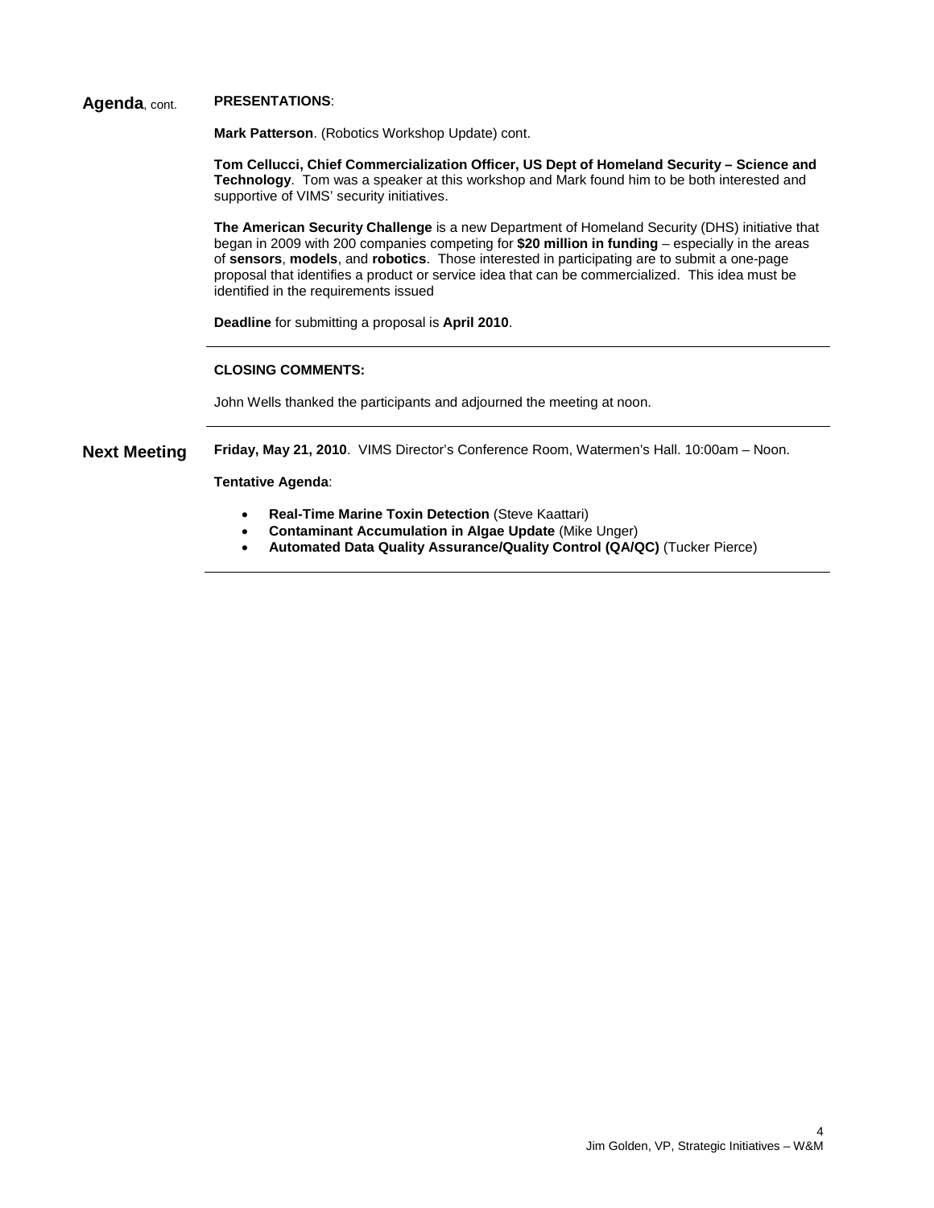**Agenda**, cont.

**PRESENTATIONS**:

**Mark Patterson**. (Robotics Workshop Update) cont.

**Tom Cellucci, Chief Commercialization Officer, US Dept of Homeland Security – Science and Technology**. Tom was a speaker at this workshop and Mark found him to be both interested and supportive of VIMS' security initiatives.

**The American Security Challenge** is a new Department of Homeland Security (DHS) initiative that began in 2009 with 200 companies competing for **$20 million in funding** – especially in the areas of **sensors**, **models**, and **robotics**. Those interested in participating are to submit a one-page proposal that identifies a product or service idea that can be commercialized. This idea must be identified in the requirements issued

**Deadline** for submitting a proposal is **April 2010**.

---

**CLOSING COMMENTS:**

John Wells thanked the participants and adjourned the meeting at noon.

---

**Next Meeting**

**Friday, May 21, 2010**. VIMS Director's Conference Room, Watermen's Hall. 10:00am – Noon.

**Tentative Agenda**:

- **Real-Time Marine Toxin Detection** (Steve Kaattari)
- **Contaminant Accumulation in Algae Update** (Mike Unger)
- **Automated Data Quality Assurance/Quality Control (QA/QC)** (Tucker Pierce)

---